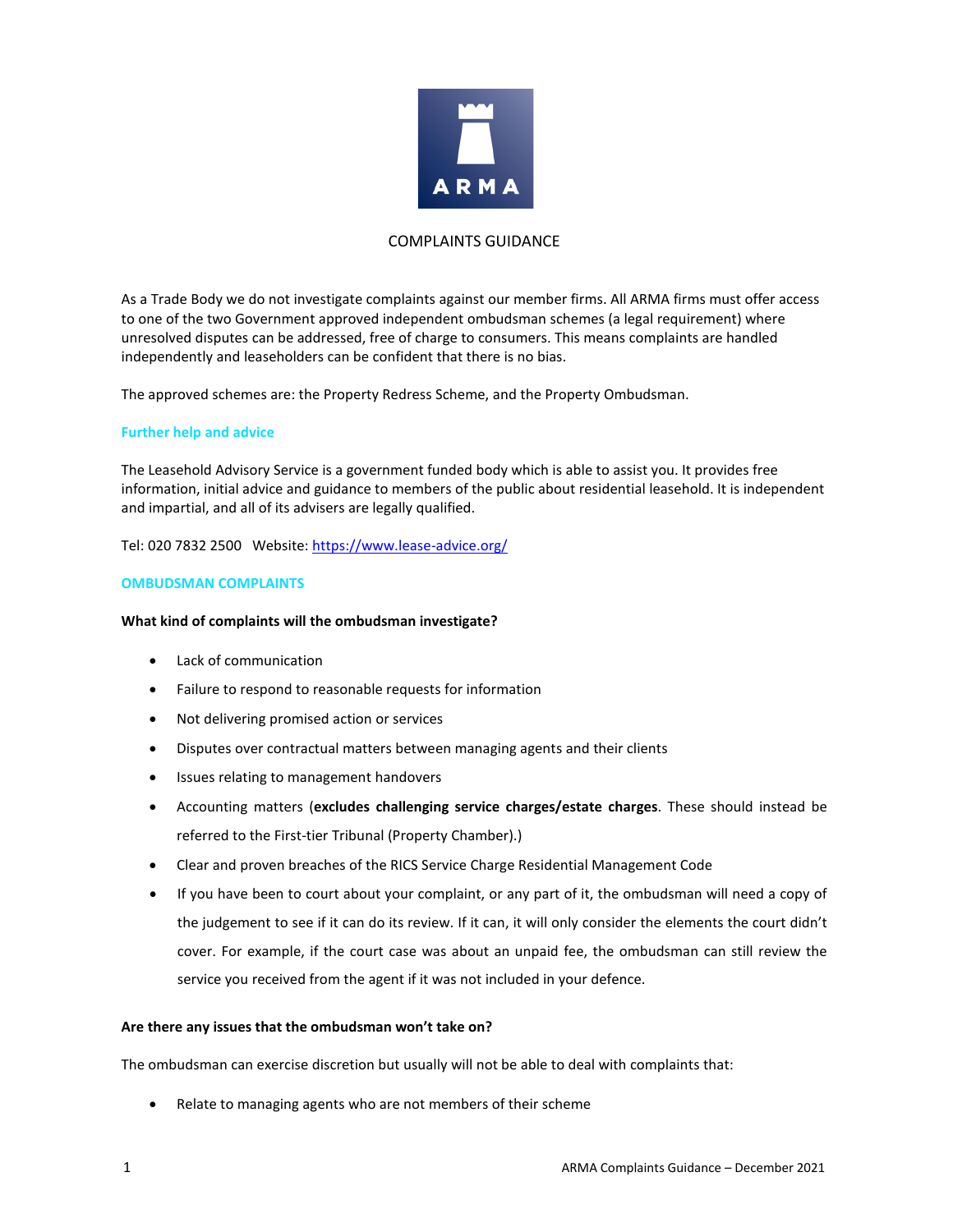# COMPLAINTS GUIDANCE

As a Trade Body we do not investigate complaints against our member firms. All ARMA firms must offer access to one of the two Government approved independent ombudsman schemes (a legal requirement) where unresolved disputes can be addressed, free of charge to consumers. This means complaints are handled independently and leaseholders can be confident that there is no bias.

The approved schemes are: the Property Redress Scheme, and the Property Ombudsman.

## Further help and advice

The Leasehold Advisory Service is a government funded body which is able to assist you. It provides free information, initial advice and guidance to members of the public about residential leasehold. It is independent and impartial, and all of its advisers are legally qualified.

Tel: 020 7832 2500   Website: [https://www.lease-advice.org/](https://www.lease-advice.org/)

## OMBUDSMAN COMPLAINTS

### What kind of complaints will the ombudsman investigate?

- Lack of communication
- Failure to respond to reasonable requests for information
- Not delivering promised action or services
- Disputes over contractual matters between managing agents and their clients
- Issues relating to management handovers
- Accounting matters (**excludes challenging service charges/estate charges**. These should instead be referred to the First-tier Tribunal (Property Chamber).)
- Clear and proven breaches of the RICS Service Charge Residential Management Code
- If you have been to court about your complaint, or any part of it, the ombudsman will need a copy of the judgement to see if it can do its review. If it can, it will only consider the elements the court didn't cover. For example, if the court case was about an unpaid fee, the ombudsman can still review the service you received from the agent if it was not included in your defence.

### Are there any issues that the ombudsman won't take on?

The ombudsman can exercise discretion but usually will not be able to deal with complaints that:

- Relate to managing agents who are not members of their scheme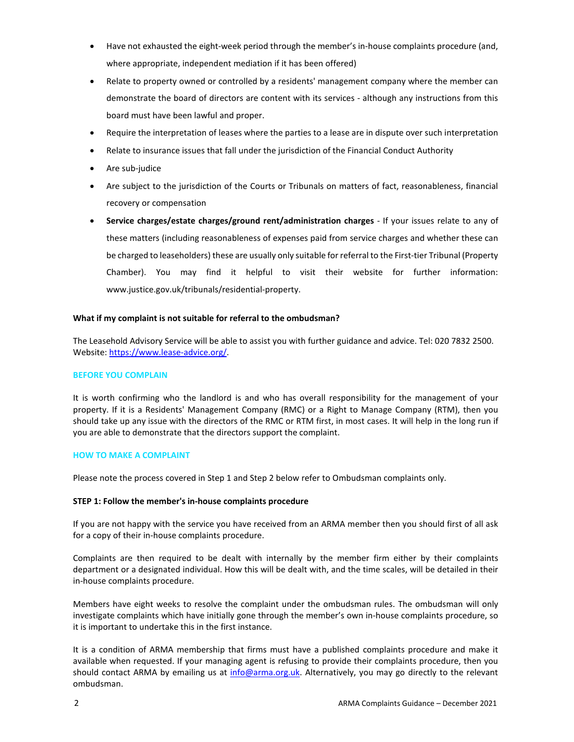- Have not exhausted the eight-week period through the member's in-house complaints procedure (and, where appropriate, independent mediation if it has been offered)
- Relate to property owned or controlled by a residents' management company where the member can demonstrate the board of directors are content with its services - although any instructions from this board must have been lawful and proper.
- Require the interpretation of leases where the parties to a lease are in dispute over such interpretation
- Relate to insurance issues that fall under the jurisdiction of the Financial Conduct Authority
- Are sub-judice
- Are subject to the jurisdiction of the Courts or Tribunals on matters of fact, reasonableness, financial recovery or compensation
- **Service charges/estate charges/ground rent/administration charges** - If your issues relate to any of these matters (including reasonableness of expenses paid from service charges and whether these can be charged to leaseholders) these are usually only suitable for referral to the First-tier Tribunal (Property Chamber). You may find it helpful to visit their website for further information: www.justice.gov.uk/tribunals/residential-property.

**What if my complaint is not suitable for referral to the ombudsman?**

The Leasehold Advisory Service will be able to assist you with further guidance and advice. Tel: 020 7832 2500. Website: https://www.lease-advice.org/.

## BEFORE YOU COMPLAIN

It is worth confirming who the landlord is and who has overall responsibility for the management of your property. If it is a Residents' Management Company (RMC) or a Right to Manage Company (RTM), then you should take up any issue with the directors of the RMC or RTM first, in most cases. It will help in the long run if you are able to demonstrate that the directors support the complaint.

## HOW TO MAKE A COMPLAINT

Please note the process covered in Step 1 and Step 2 below refer to Ombudsman complaints only.

**STEP 1: Follow the member's in-house complaints procedure**

If you are not happy with the service you have received from an ARMA member then you should first of all ask for a copy of their in-house complaints procedure.

Complaints are then required to be dealt with internally by the member firm either by their complaints department or a designated individual. How this will be dealt with, and the time scales, will be detailed in their in-house complaints procedure.

Members have eight weeks to resolve the complaint under the ombudsman rules. The ombudsman will only investigate complaints which have initially gone through the member's own in-house complaints procedure, so it is important to undertake this in the first instance.

It is a condition of ARMA membership that firms must have a published complaints procedure and make it available when requested. If your managing agent is refusing to provide their complaints procedure, then you should contact ARMA by emailing us at info@arma.org.uk. Alternatively, you may go directly to the relevant ombudsman.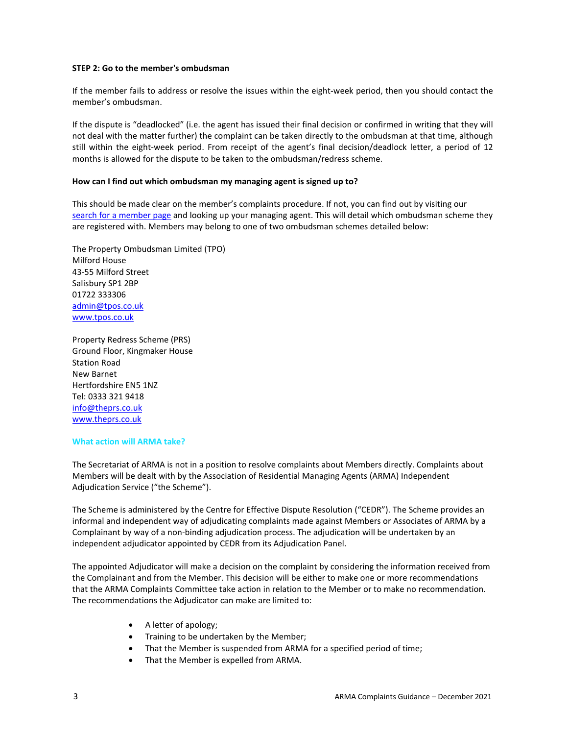**STEP 2: Go to the member's ombudsman**

If the member fails to address or resolve the issues within the eight-week period, then you should contact the member's ombudsman.

If the dispute is "deadlocked" (i.e. the agent has issued their final decision or confirmed in writing that they will not deal with the matter further) the complaint can be taken directly to the ombudsman at that time, although still within the eight-week period. From receipt of the agent's final decision/deadlock letter, a period of 12 months is allowed for the dispute to be taken to the ombudsman/redress scheme.

**How can I find out which ombudsman my managing agent is signed up to?**

This should be made clear on the member's complaints procedure. If not, you can find out by visiting our search for a member page and looking up your managing agent. This will detail which ombudsman scheme they are registered with. Members may belong to one of two ombudsman schemes detailed below:

The Property Ombudsman Limited (TPO)
Milford House
43-55 Milford Street
Salisbury SP1 2BP
01722 333306
admin@tpos.co.uk
www.tpos.co.uk

Property Redress Scheme (PRS)
Ground Floor, Kingmaker House
Station Road
New Barnet
Hertfordshire EN5 1NZ
Tel: 0333 321 9418
info@theprs.co.uk
www.theprs.co.uk

## What action will ARMA take?

The Secretariat of ARMA is not in a position to resolve complaints about Members directly. Complaints about Members will be dealt with by the Association of Residential Managing Agents (ARMA) Independent Adjudication Service ("the Scheme").

The Scheme is administered by the Centre for Effective Dispute Resolution ("CEDR"). The Scheme provides an informal and independent way of adjudicating complaints made against Members or Associates of ARMA by a Complainant by way of a non-binding adjudication process. The adjudication will be undertaken by an independent adjudicator appointed by CEDR from its Adjudication Panel.

The appointed Adjudicator will make a decision on the complaint by considering the information received from the Complainant and from the Member. This decision will be either to make one or more recommendations that the ARMA Complaints Committee take action in relation to the Member or to make no recommendation. The recommendations the Adjudicator can make are limited to:

- A letter of apology;
- Training to be undertaken by the Member;
- That the Member is suspended from ARMA for a specified period of time;
- That the Member is expelled from ARMA.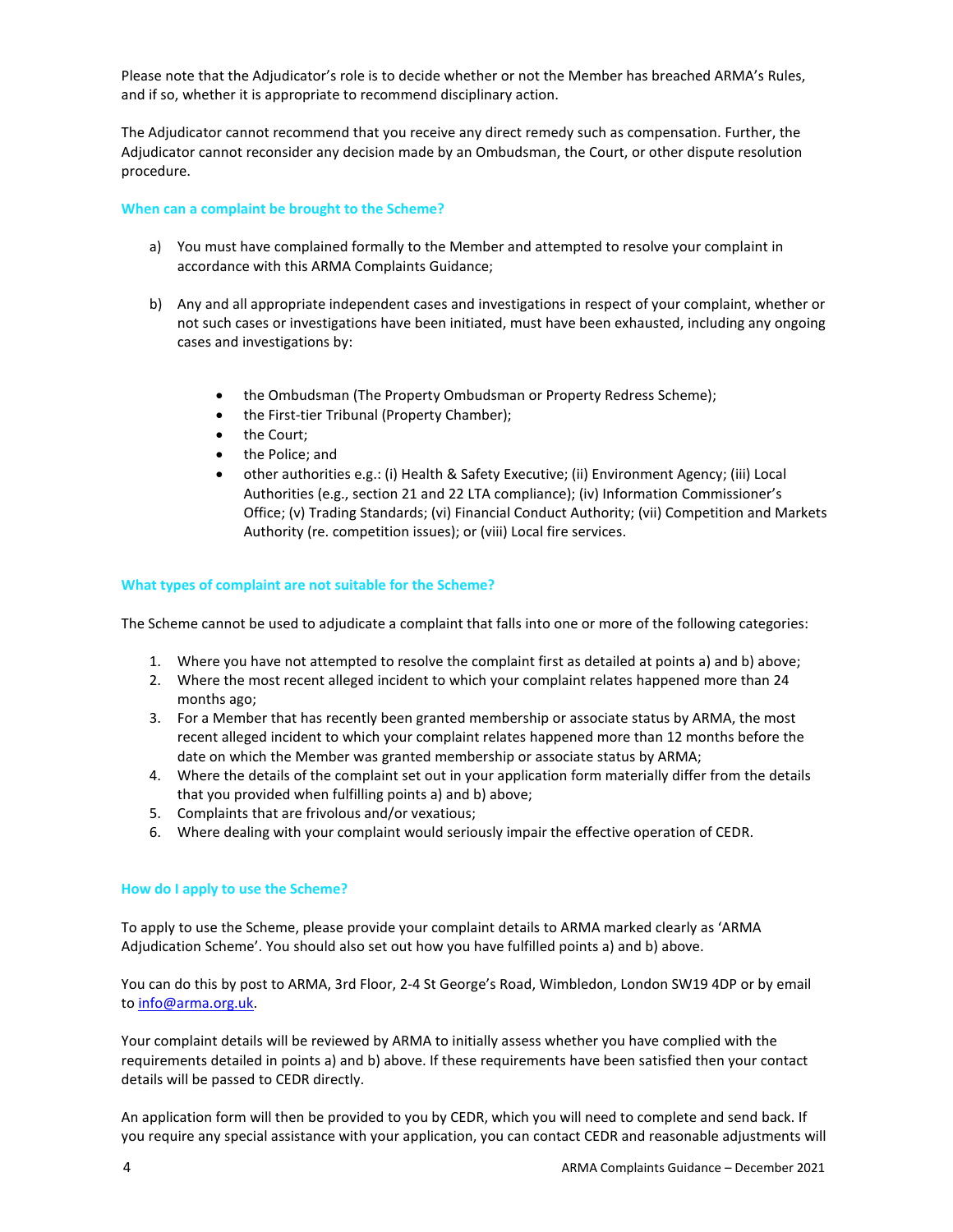Please note that the Adjudicator's role is to decide whether or not the Member has breached ARMA's Rules, and if so, whether it is appropriate to recommend disciplinary action.

The Adjudicator cannot recommend that you receive any direct remedy such as compensation. Further, the Adjudicator cannot reconsider any decision made by an Ombudsman, the Court, or other dispute resolution procedure.

### When can a complaint be brought to the Scheme?

a) You must have complained formally to the Member and attempted to resolve your complaint in accordance with this ARMA Complaints Guidance;

b) Any and all appropriate independent cases and investigations in respect of your complaint, whether or not such cases or investigations have been initiated, must have been exhausted, including any ongoing cases and investigations by:

- the Ombudsman (The Property Ombudsman or Property Redress Scheme);
- the First-tier Tribunal (Property Chamber);
- the Court;
- the Police; and
- other authorities e.g.: (i) Health & Safety Executive; (ii) Environment Agency; (iii) Local Authorities (e.g., section 21 and 22 LTA compliance); (iv) Information Commissioner's Office; (v) Trading Standards; (vi) Financial Conduct Authority; (vii) Competition and Markets Authority (re. competition issues); or (viii) Local fire services.

### What types of complaint are not suitable for the Scheme?

The Scheme cannot be used to adjudicate a complaint that falls into one or more of the following categories:

1. Where you have not attempted to resolve the complaint first as detailed at points a) and b) above;
2. Where the most recent alleged incident to which your complaint relates happened more than 24 months ago;
3. For a Member that has recently been granted membership or associate status by ARMA, the most recent alleged incident to which your complaint relates happened more than 12 months before the date on which the Member was granted membership or associate status by ARMA;
4. Where the details of the complaint set out in your application form materially differ from the details that you provided when fulfilling points a) and b) above;
5. Complaints that are frivolous and/or vexatious;
6. Where dealing with your complaint would seriously impair the effective operation of CEDR.

### How do I apply to use the Scheme?

To apply to use the Scheme, please provide your complaint details to ARMA marked clearly as 'ARMA Adjudication Scheme'. You should also set out how you have fulfilled points a) and b) above.

You can do this by post to ARMA, 3rd Floor, 2-4 St George's Road, Wimbledon, London SW19 4DP or by email to info@arma.org.uk.

Your complaint details will be reviewed by ARMA to initially assess whether you have complied with the requirements detailed in points a) and b) above. If these requirements have been satisfied then your contact details will be passed to CEDR directly.

An application form will then be provided to you by CEDR, which you will need to complete and send back. If you require any special assistance with your application, you can contact CEDR and reasonable adjustments will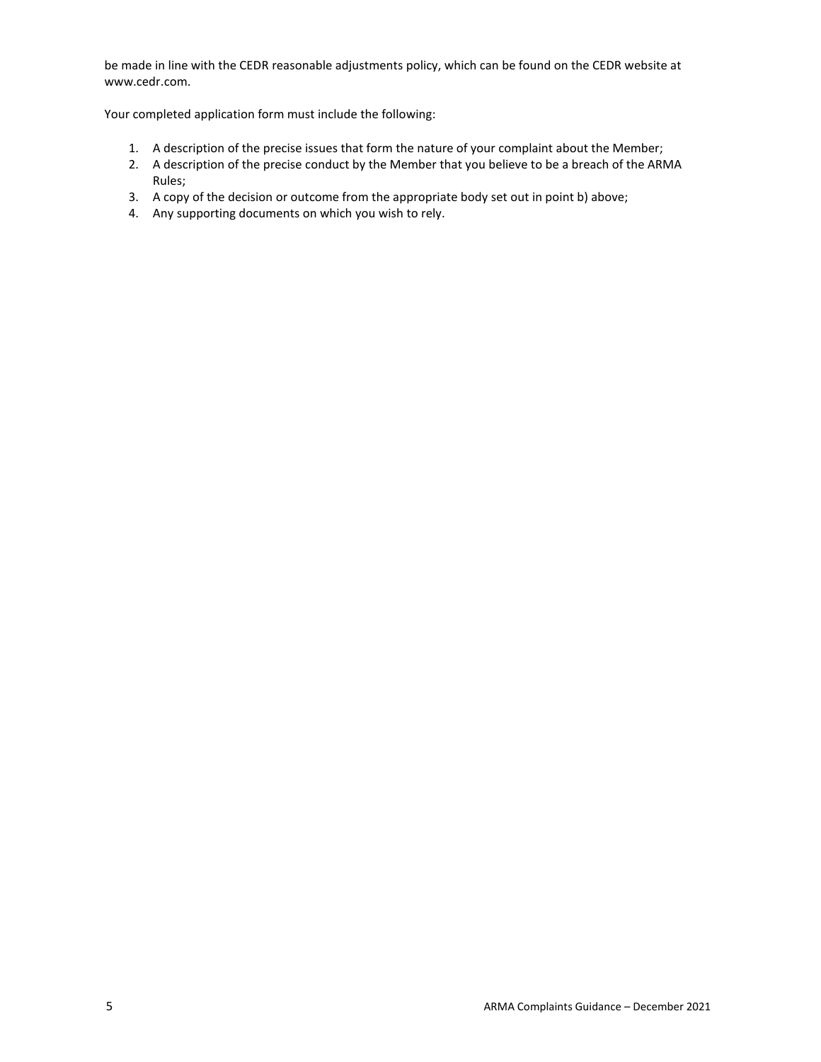be made in line with the CEDR reasonable adjustments policy, which can be found on the CEDR website at www.cedr.com.

Your completed application form must include the following:

1. A description of the precise issues that form the nature of your complaint about the Member;
2. A description of the precise conduct by the Member that you believe to be a breach of the ARMA Rules;
3. A copy of the decision or outcome from the appropriate body set out in point b) above;
4. Any supporting documents on which you wish to rely.